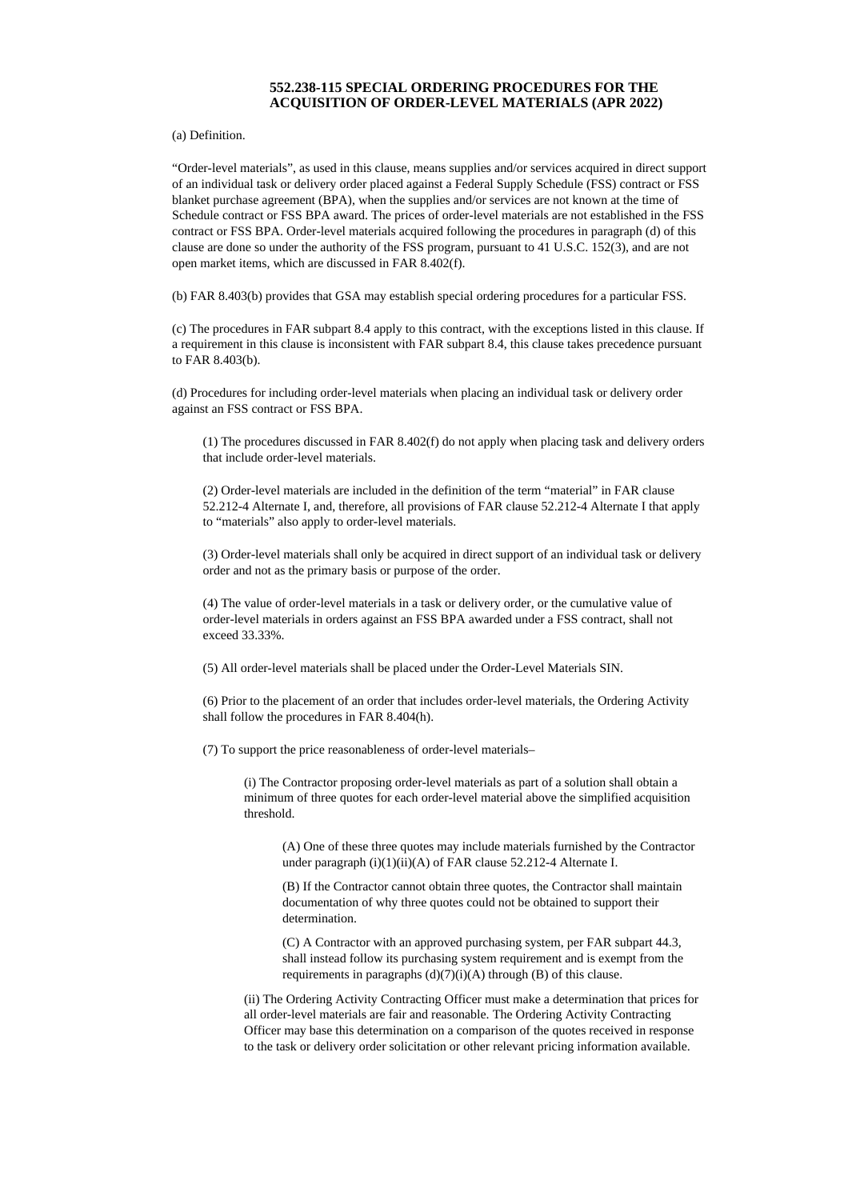# 552.238-115 SPECIAL ORDERING PROCEDURES FOR THE ACQUISITION OF ORDER-LEVEL MATERIALS (APR 2022)

(a) Definition.

"Order-level materials", as used in this clause, means supplies and/or services acquired in direct support of an individual task or delivery order placed against a Federal Supply Schedule (FSS) contract or FSS blanket purchase agreement (BPA), when the supplies and/or services are not known at the time of Schedule contract or FSS BPA award. The prices of order-level materials are not established in the FSS contract or FSS BPA. Order-level materials acquired following the procedures in paragraph (d) of this clause are done so under the authority of the FSS program, pursuant to 41 U.S.C. 152(3), and are not open market items, which are discussed in FAR 8.402(f).

(b) FAR 8.403(b) provides that GSA may establish special ordering procedures for a particular FSS.

(c) The procedures in FAR subpart 8.4 apply to this contract, with the exceptions listed in this clause. If a requirement in this clause is inconsistent with FAR subpart 8.4, this clause takes precedence pursuant to FAR 8.403(b).

(d) Procedures for including order-level materials when placing an individual task or delivery order against an FSS contract or FSS BPA.

> (1) The procedures discussed in FAR 8.402(f) do not apply when placing task and delivery orders that include order-level materials.
>
> (2) Order-level materials are included in the definition of the term "material" in FAR clause 52.212-4 Alternate I, and, therefore, all provisions of FAR clause 52.212-4 Alternate I that apply to "materials" also apply to order-level materials.
>
> (3) Order-level materials shall only be acquired in direct support of an individual task or delivery order and not as the primary basis or purpose of the order.
>
> (4) The value of order-level materials in a task or delivery order, or the cumulative value of order-level materials in orders against an FSS BPA awarded under a FSS contract, shall not exceed 33.33%.
>
> (5) All order-level materials shall be placed under the Order-Level Materials SIN.
>
> (6) Prior to the placement of an order that includes order-level materials, the Ordering Activity shall follow the procedures in FAR 8.404(h).
>
> (7) To support the price reasonableness of order-level materials–
>
> > (i) The Contractor proposing order-level materials as part of a solution shall obtain a minimum of three quotes for each order-level material above the simplified acquisition threshold.
> >
> > > (A) One of these three quotes may include materials furnished by the Contractor under paragraph (i)(1)(ii)(A) of FAR clause 52.212-4 Alternate I.
> > >
> > > (B) If the Contractor cannot obtain three quotes, the Contractor shall maintain documentation of why three quotes could not be obtained to support their determination.
> > >
> > > (C) A Contractor with an approved purchasing system, per FAR subpart 44.3, shall instead follow its purchasing system requirement and is exempt from the requirements in paragraphs (d)(7)(i)(A) through (B) of this clause.
> >
> > (ii) The Ordering Activity Contracting Officer must make a determination that prices for all order-level materials are fair and reasonable. The Ordering Activity Contracting Officer may base this determination on a comparison of the quotes received in response to the task or delivery order solicitation or other relevant pricing information available.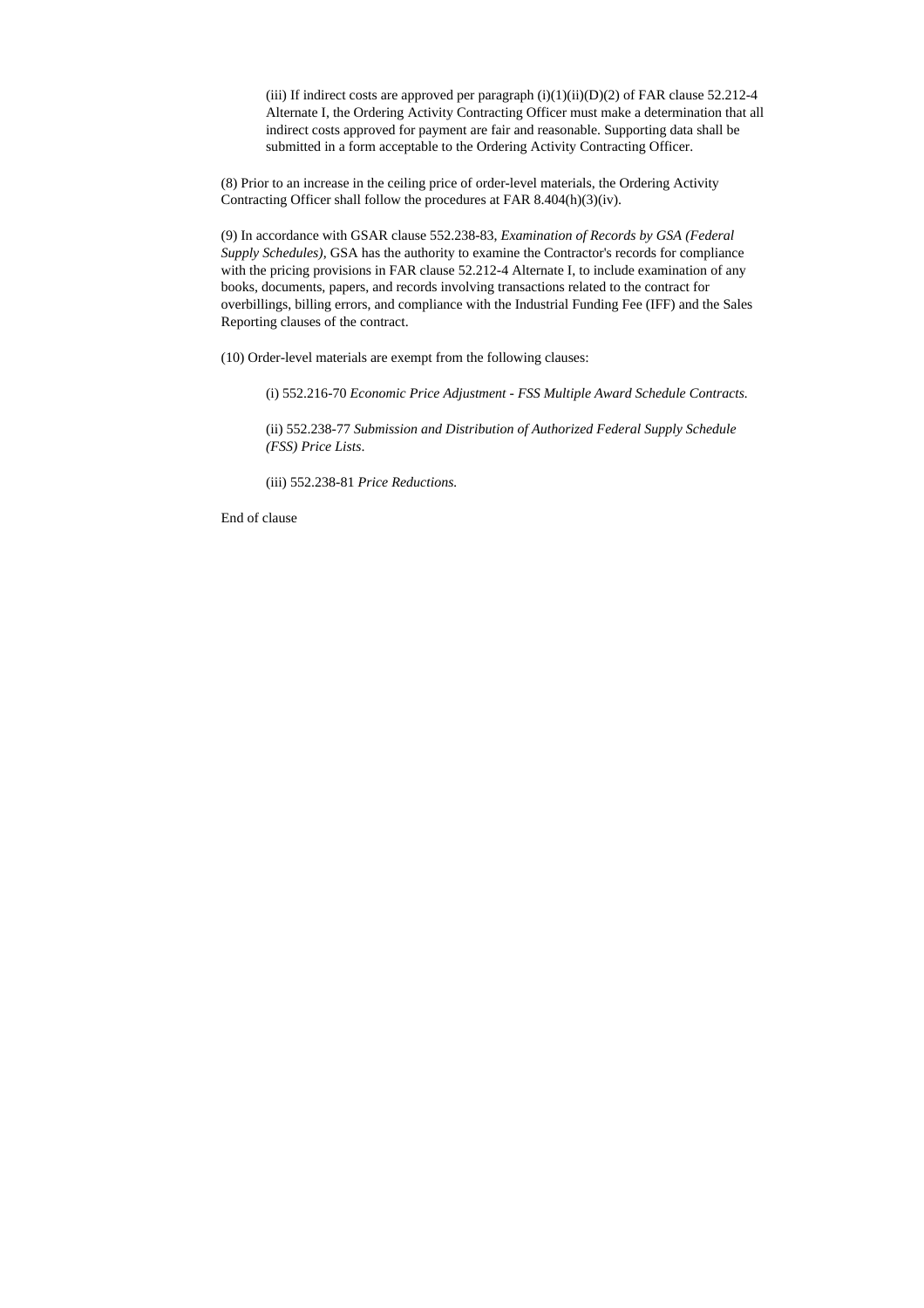(iii) If indirect costs are approved per paragraph (i)(1)(ii)(D)(2) of FAR clause 52.212-4 Alternate I, the Ordering Activity Contracting Officer must make a determination that all indirect costs approved for payment are fair and reasonable. Supporting data shall be submitted in a form acceptable to the Ordering Activity Contracting Officer.

(8) Prior to an increase in the ceiling price of order-level materials, the Ordering Activity Contracting Officer shall follow the procedures at FAR 8.404(h)(3)(iv).

(9) In accordance with GSAR clause 552.238-83, *Examination of Records by GSA (Federal Supply Schedules)*, GSA has the authority to examine the Contractor's records for compliance with the pricing provisions in FAR clause 52.212-4 Alternate I, to include examination of any books, documents, papers, and records involving transactions related to the contract for overbillings, billing errors, and compliance with the Industrial Funding Fee (IFF) and the Sales Reporting clauses of the contract.

(10) Order-level materials are exempt from the following clauses:

(i) 552.216-70 *Economic Price Adjustment - FSS Multiple Award Schedule Contracts.*

(ii) 552.238-77 *Submission and Distribution of Authorized Federal Supply Schedule (FSS) Price Lists*.

(iii) 552.238-81 *Price Reductions.*

End of clause